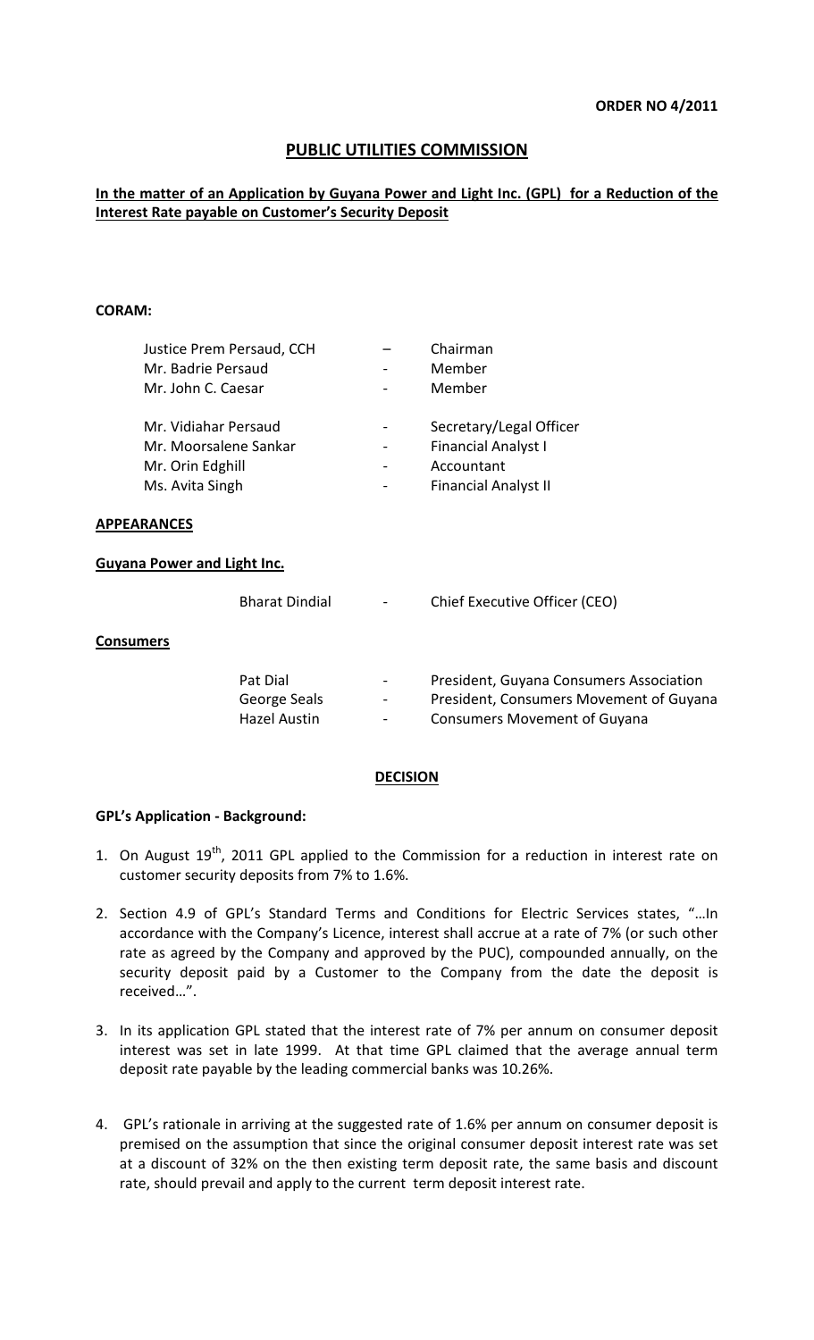**ORDER NO 4/2011**

# PUBLIC UTILITIES COMMISSION

**In the matter of an Application by Guyana Power and Light Inc. (GPL) for a Reduction of the Interest Rate payable on Customer's Security Deposit**

**CORAM:**

| | | |
|---|---|---|
| Justice Prem Persaud, CCH | – | Chairman |
| Mr. Badrie Persaud | - | Member |
| Mr. John C. Caesar | - | Member |
| Mr. Vidiahar Persaud | - | Secretary/Legal Officer |
| Mr. Moorsalene Sankar | - | Financial Analyst I |
| Mr. Orin Edghill | - | Accountant |
| Ms. Avita Singh | - | Financial Analyst II |

**APPEARANCES**

**Guyana Power and Light Inc.**

| | | |
|---|---|---|
| Bharat Dindial | - | Chief Executive Officer (CEO) |

**Consumers**

| | | |
|---|---|---|
| Pat Dial | - | President, Guyana Consumers Association |
| George Seals | - | President, Consumers Movement of Guyana |
| Hazel Austin | - | Consumers Movement of Guyana |

## DECISION

**GPL's Application - Background:**

1. On August 19th, 2011 GPL applied to the Commission for a reduction in interest rate on customer security deposits from 7% to 1.6%.

2. Section 4.9 of GPL's Standard Terms and Conditions for Electric Services states, "…In accordance with the Company's Licence, interest shall accrue at a rate of 7% (or such other rate as agreed by the Company and approved by the PUC), compounded annually, on the security deposit paid by a Customer to the Company from the date the deposit is received…".

3. In its application GPL stated that the interest rate of 7% per annum on consumer deposit interest was set in late 1999. At that time GPL claimed that the average annual term deposit rate payable by the leading commercial banks was 10.26%.

4. GPL's rationale in arriving at the suggested rate of 1.6% per annum on consumer deposit is premised on the assumption that since the original consumer deposit interest rate was set at a discount of 32% on the then existing term deposit rate, the same basis and discount rate, should prevail and apply to the current term deposit interest rate.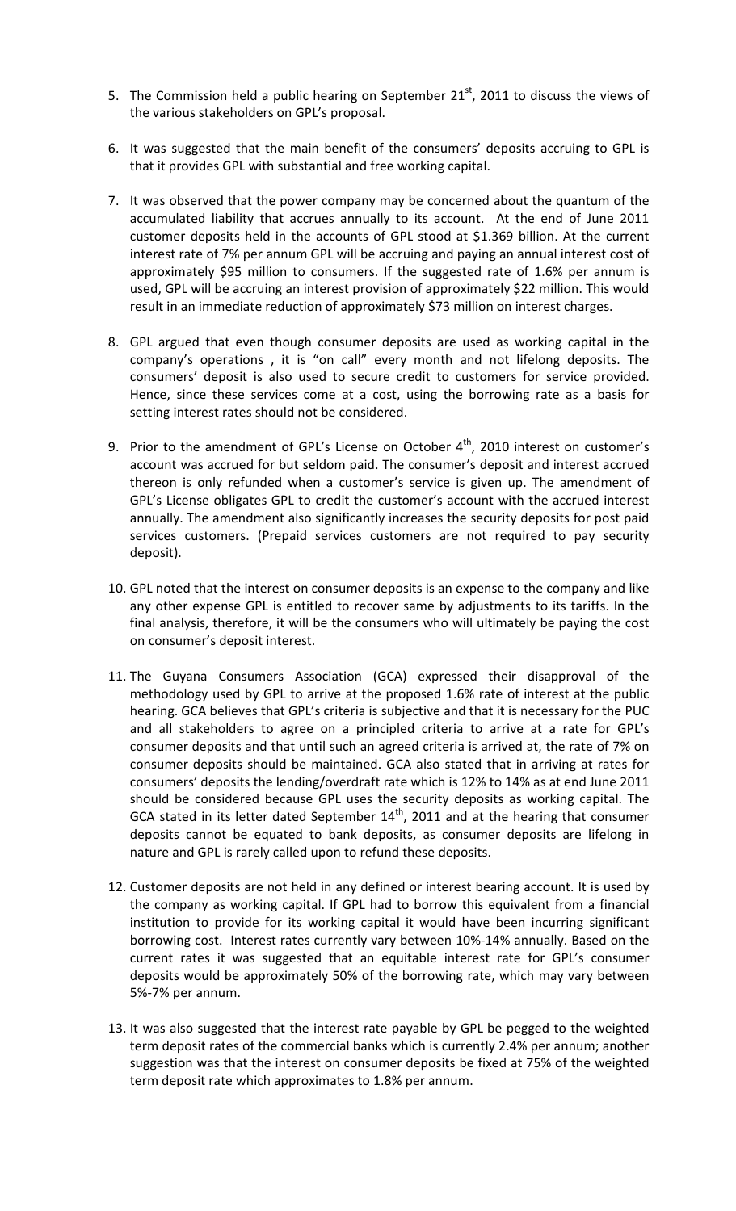5. The Commission held a public hearing on September 21st, 2011 to discuss the views of the various stakeholders on GPL's proposal.

6. It was suggested that the main benefit of the consumers' deposits accruing to GPL is that it provides GPL with substantial and free working capital.

7. It was observed that the power company may be concerned about the quantum of the accumulated liability that accrues annually to its account. At the end of June 2011 customer deposits held in the accounts of GPL stood at $1.369 billion. At the current interest rate of 7% per annum GPL will be accruing and paying an annual interest cost of approximately $95 million to consumers. If the suggested rate of 1.6% per annum is used, GPL will be accruing an interest provision of approximately $22 million. This would result in an immediate reduction of approximately $73 million on interest charges.

8. GPL argued that even though consumer deposits are used as working capital in the company's operations , it is "on call" every month and not lifelong deposits. The consumers' deposit is also used to secure credit to customers for service provided. Hence, since these services come at a cost, using the borrowing rate as a basis for setting interest rates should not be considered.

9. Prior to the amendment of GPL's License on October 4th, 2010 interest on customer's account was accrued for but seldom paid. The consumer's deposit and interest accrued thereon is only refunded when a customer's service is given up. The amendment of GPL's License obligates GPL to credit the customer's account with the accrued interest annually. The amendment also significantly increases the security deposits for post paid services customers. (Prepaid services customers are not required to pay security deposit).

10. GPL noted that the interest on consumer deposits is an expense to the company and like any other expense GPL is entitled to recover same by adjustments to its tariffs. In the final analysis, therefore, it will be the consumers who will ultimately be paying the cost on consumer's deposit interest.

11. The Guyana Consumers Association (GCA) expressed their disapproval of the methodology used by GPL to arrive at the proposed 1.6% rate of interest at the public hearing. GCA believes that GPL's criteria is subjective and that it is necessary for the PUC and all stakeholders to agree on a principled criteria to arrive at a rate for GPL's consumer deposits and that until such an agreed criteria is arrived at, the rate of 7% on consumer deposits should be maintained. GCA also stated that in arriving at rates for consumers' deposits the lending/overdraft rate which is 12% to 14% as at end June 2011 should be considered because GPL uses the security deposits as working capital. The GCA stated in its letter dated September 14th, 2011 and at the hearing that consumer deposits cannot be equated to bank deposits, as consumer deposits are lifelong in nature and GPL is rarely called upon to refund these deposits.

12. Customer deposits are not held in any defined or interest bearing account. It is used by the company as working capital. If GPL had to borrow this equivalent from a financial institution to provide for its working capital it would have been incurring significant borrowing cost. Interest rates currently vary between 10%-14% annually. Based on the current rates it was suggested that an equitable interest rate for GPL's consumer deposits would be approximately 50% of the borrowing rate, which may vary between 5%-7% per annum.

13. It was also suggested that the interest rate payable by GPL be pegged to the weighted term deposit rates of the commercial banks which is currently 2.4% per annum; another suggestion was that the interest on consumer deposits be fixed at 75% of the weighted term deposit rate which approximates to 1.8% per annum.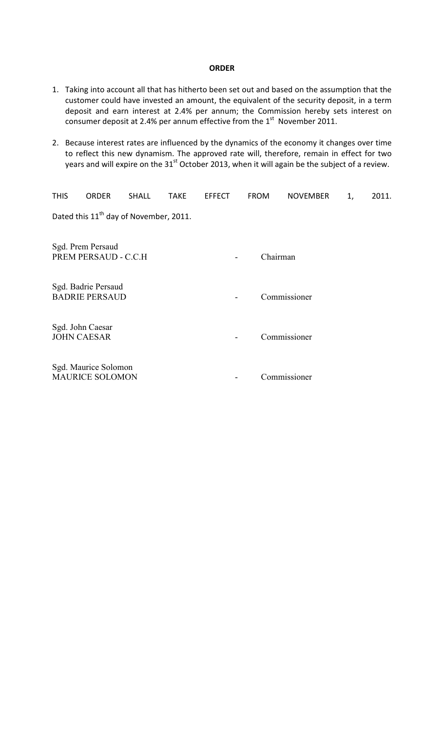**ORDER**

1. Taking into account all that has hitherto been set out and based on the assumption that the customer could have invested an amount, the equivalent of the security deposit, in a term deposit and earn interest at 2.4% per annum; the Commission hereby sets interest on consumer deposit at 2.4% per annum effective from the 1st November 2011.

2. Because interest rates are influenced by the dynamics of the economy it changes over time to reflect this new dynamism. The approved rate will, therefore, remain in effect for two years and will expire on the 31st October 2013, when it will again be the subject of a review.

THIS ORDER SHALL TAKE EFFECT FROM NOVEMBER 1, 2011.

Dated this 11th day of November, 2011.

Sgd. Prem Persaud
PREM PERSAUD - C.C.H - Chairman

Sgd. Badrie Persaud
BADRIE PERSAUD - Commissioner

Sgd. John Caesar
JOHN CAESAR - Commissioner

Sgd. Maurice Solomon
MAURICE SOLOMON - Commissioner